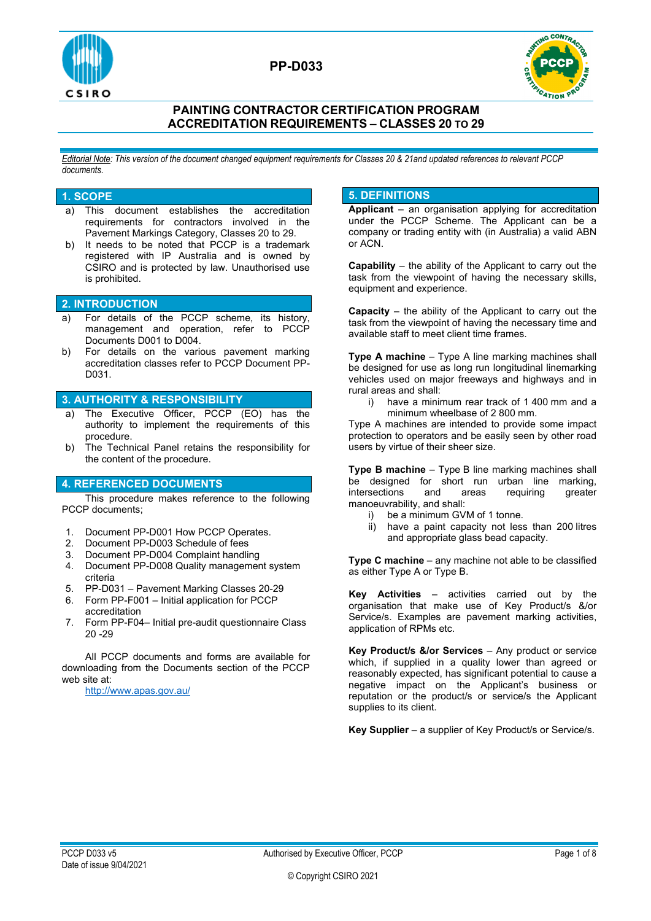# PP-D033

## PAINTING CONTRACTOR CERTIFICATION PROGRAM
## ACCREDITATION REQUIREMENTS – CLASSES 20 TO 29

*Editorial Note: This version of the document changed equipment requirements for Classes 20 & 21and updated references to relevant PCCP documents.*

## 1. SCOPE

a) This document establishes the accreditation requirements for contractors involved in the Pavement Markings Category, Classes 20 to 29.

b) It needs to be noted that PCCP is a trademark registered with IP Australia and is owned by CSIRO and is protected by law. Unauthorised use is prohibited.

## 2. INTRODUCTION

a) For details of the PCCP scheme, its history, management and operation, refer to PCCP Documents D001 to D004.

b) For details on the various pavement marking accreditation classes refer to PCCP Document PP-D031.

## 3. AUTHORITY & RESPONSIBILITY

a) The Executive Officer, PCCP (EO) has the authority to implement the requirements of this procedure.

b) The Technical Panel retains the responsibility for the content of the procedure.

## 4. REFERENCED DOCUMENTS

This procedure makes reference to the following PCCP documents;

1. Document PP-D001 How PCCP Operates.
2. Document PP-D003 Schedule of fees
3. Document PP-D004 Complaint handling
4. Document PP-D008 Quality management system criteria
5. PP-D031 – Pavement Marking Classes 20-29
6. Form PP-F001 – Initial application for PCCP accreditation
7. Form PP-F04– Initial pre-audit questionnaire Class 20 -29

All PCCP documents and forms are available for downloading from the Documents section of the PCCP web site at:
http://www.apas.gov.au/

## 5. DEFINITIONS

**Applicant** – an organisation applying for accreditation under the PCCP Scheme. The Applicant can be a company or trading entity with (in Australia) a valid ABN or ACN.

**Capability** – the ability of the Applicant to carry out the task from the viewpoint of having the necessary skills, equipment and experience.

**Capacity** – the ability of the Applicant to carry out the task from the viewpoint of having the necessary time and available staff to meet client time frames.

**Type A machine** – Type A line marking machines shall be designed for use as long run longitudinal linemarking vehicles used on major freeways and highways and in rural areas and shall:

i) have a minimum rear track of 1 400 mm and a minimum wheelbase of 2 800 mm.

Type A machines are intended to provide some impact protection to operators and be easily seen by other road users by virtue of their sheer size.

**Type B machine** – Type B line marking machines shall be designed for short run urban line marking, intersections and areas requiring greater manoeuvrability, and shall:

i) be a minimum GVM of 1 tonne.
ii) have a paint capacity not less than 200 litres and appropriate glass bead capacity.

**Type C machine** – any machine not able to be classified as either Type A or Type B.

**Key Activities** – activities carried out by the organisation that make use of Key Product/s &/or Service/s. Examples are pavement marking activities, application of RPMs etc.

**Key Product/s &/or Services** – Any product or service which, if supplied in a quality lower than agreed or reasonably expected, has significant potential to cause a negative impact on the Applicant's business or reputation or the product/s or service/s the Applicant supplies to its client.

**Key Supplier** – a supplier of Key Product/s or Service/s.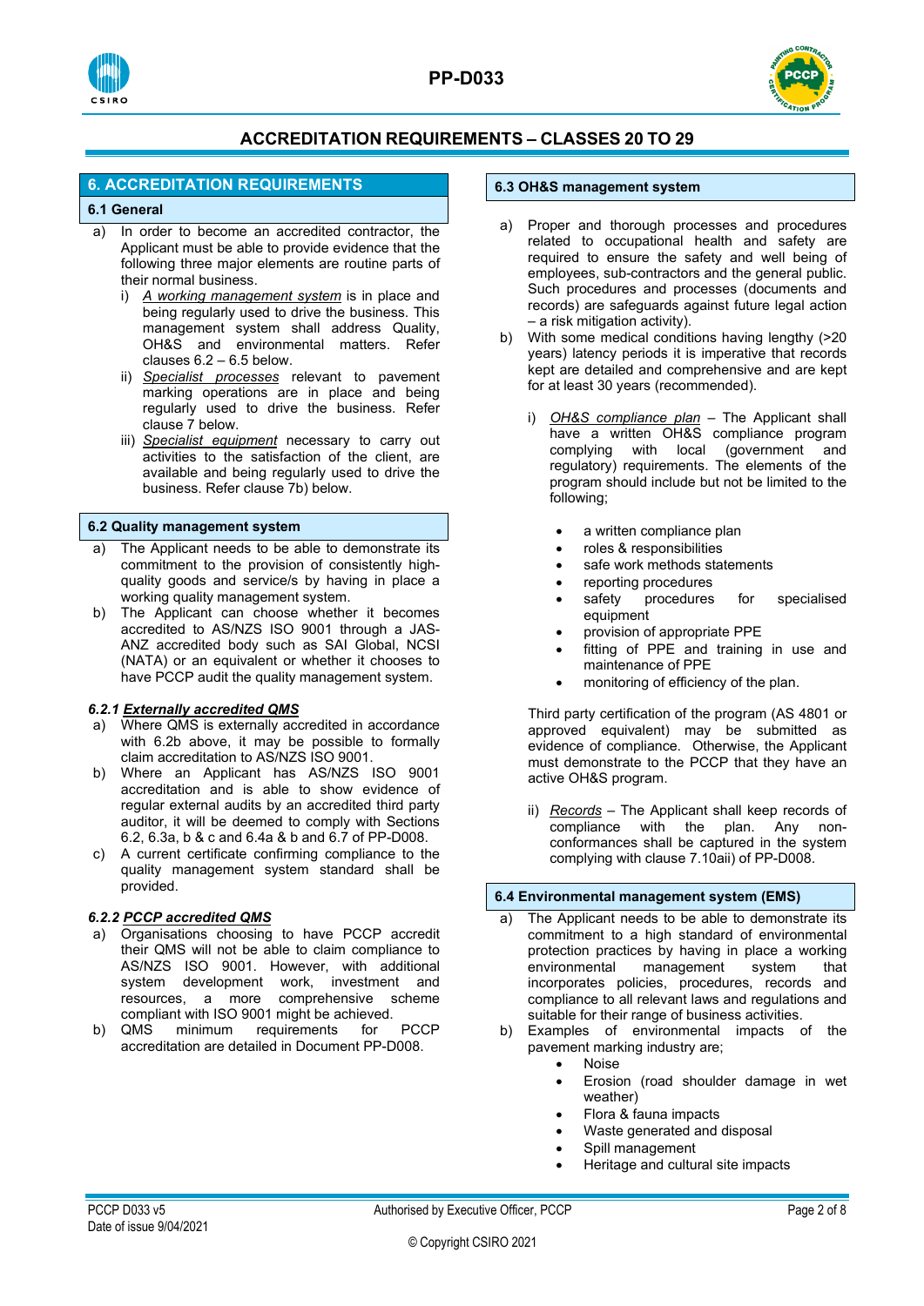## 6. ACCREDITATION REQUIREMENTS

### 6.1 General

a) In order to become an accredited contractor, the Applicant must be able to provide evidence that the following three major elements are routine parts of their normal business.

   i) *A working management system* is in place and being regularly used to drive the business. This management system shall address Quality, OH&S and environmental matters. Refer clauses 6.2 – 6.5 below.

   ii) *Specialist processes* relevant to pavement marking operations are in place and being regularly used to drive the business. Refer clause 7 below.

   iii) *Specialist equipment* necessary to carry out activities to the satisfaction of the client, are available and being regularly used to drive the business. Refer clause 7b) below.

### 6.2 Quality management system

a) The Applicant needs to be able to demonstrate its commitment to the provision of consistently high-quality goods and service/s by having in place a working quality management system.

b) The Applicant can choose whether it becomes accredited to AS/NZS ISO 9001 through a JAS-ANZ accredited body such as SAI Global, NCSI (NATA) or an equivalent or whether it chooses to have PCCP audit the quality management system.

#### *6.2.1 Externally accredited QMS*

a) Where QMS is externally accredited in accordance with 6.2b above, it may be possible to formally claim accreditation to AS/NZS ISO 9001.

b) Where an Applicant has AS/NZS ISO 9001 accreditation and is able to show evidence of regular external audits by an accredited third party auditor, it will be deemed to comply with Sections 6.2, 6.3a, b & c and 6.4a & b and 6.7 of PP-D008.

c) A current certificate confirming compliance to the quality management system standard shall be provided.

#### *6.2.2 PCCP accredited QMS*

a) Organisations choosing to have PCCP accredit their QMS will not be able to claim compliance to AS/NZS ISO 9001. However, with additional system development work, investment and resources, a more comprehensive scheme compliant with ISO 9001 might be achieved.

b) QMS minimum requirements for PCCP accreditation are detailed in Document PP-D008.

### 6.3 OH&S management system

a) Proper and thorough processes and procedures related to occupational health and safety are required to ensure the safety and well being of employees, sub-contractors and the general public. Such procedures and processes (documents and records) are safeguards against future legal action – a risk mitigation activity).

b) With some medical conditions having lengthy (>20 years) latency periods it is imperative that records kept are detailed and comprehensive and are kept for at least 30 years (recommended).

   i) *OH&S compliance plan* – The Applicant shall have a written OH&S compliance program complying with local (government and regulatory) requirements. The elements of the program should include but not be limited to the following;

   - a written compliance plan
   - roles & responsibilities
   - safe work methods statements
   - reporting procedures
   - safety procedures for specialised equipment
   - provision of appropriate PPE
   - fitting of PPE and training in use and maintenance of PPE
   - monitoring of efficiency of the plan.

   Third party certification of the program (AS 4801 or approved equivalent) may be submitted as evidence of compliance. Otherwise, the Applicant must demonstrate to the PCCP that they have an active OH&S program.

   ii) *Records* – The Applicant shall keep records of compliance with the plan. Any non-conformances shall be captured in the system complying with clause 7.10aii) of PP-D008.

### 6.4 Environmental management system (EMS)

a) The Applicant needs to be able to demonstrate its commitment to a high standard of environmental protection practices by having in place a working environmental management system that incorporates policies, procedures, records and compliance to all relevant laws and regulations and suitable for their range of business activities.

b) Examples of environmental impacts of the pavement marking industry are;

   - Noise
   - Erosion (road shoulder damage in wet weather)
   - Flora & fauna impacts
   - Waste generated and disposal
   - Spill management
   - Heritage and cultural site impacts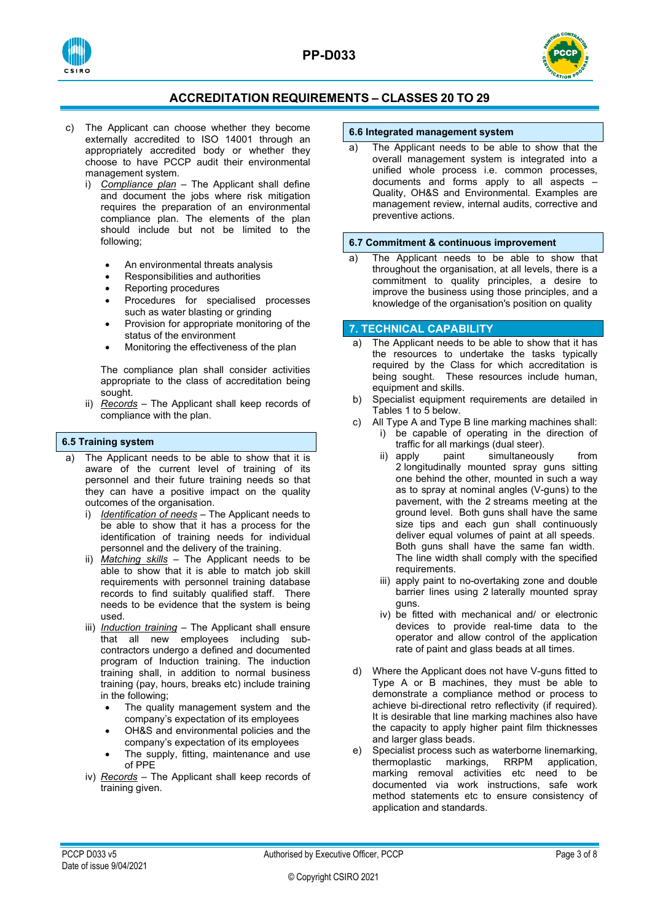c) The Applicant can choose whether they become externally accredited to ISO 14001 through an appropriately accredited body or whether they choose to have PCCP audit their environmental management system.

   i) *Compliance plan* – The Applicant shall define and document the jobs where risk mitigation requires the preparation of an environmental compliance plan. The elements of the plan should include but not be limited to the following;

      - An environmental threats analysis
      - Responsibilities and authorities
      - Reporting procedures
      - Procedures for specialised processes such as water blasting or grinding
      - Provision for appropriate monitoring of the status of the environment
      - Monitoring the effectiveness of the plan

      The compliance plan shall consider activities appropriate to the class of accreditation being sought.

   ii) *Records* – The Applicant shall keep records of compliance with the plan.

### 6.5 Training system

a) The Applicant needs to be able to show that it is aware of the current level of training of its personnel and their future training needs so that they can have a positive impact on the quality outcomes of the organisation.

   i) *Identification of needs* – The Applicant needs to be able to show that it has a process for the identification of training needs for individual personnel and the delivery of the training.

   ii) *Matching skills* – The Applicant needs to be able to show that it is able to match job skill requirements with personnel training database records to find suitably qualified staff. There needs to be evidence that the system is being used.

   iii) *Induction training* – The Applicant shall ensure that all new employees including sub-contractors undergo a defined and documented program of Induction training. The induction training shall, in addition to normal business training (pay, hours, breaks etc) include training in the following;

      - The quality management system and the company's expectation of its employees
      - OH&S and environmental policies and the company's expectation of its employees
      - The supply, fitting, maintenance and use of PPE

   iv) *Records* – The Applicant shall keep records of training given.

### 6.6 Integrated management system

a) The Applicant needs to be able to show that the overall management system is integrated into a unified whole process i.e. common processes, documents and forms apply to all aspects – Quality, OH&S and Environmental. Examples are management review, internal audits, corrective and preventive actions.

### 6.7 Commitment & continuous improvement

a) The Applicant needs to be able to show that throughout the organisation, at all levels, there is a commitment to quality principles, a desire to improve the business using those principles, and a knowledge of the organisation's position on quality

## 7. TECHNICAL CAPABILITY

a) The Applicant needs to be able to show that it has the resources to undertake the tasks typically required by the Class for which accreditation is being sought. These resources include human, equipment and skills.

b) Specialist equipment requirements are detailed in Tables 1 to 5 below.

c) All Type A and Type B line marking machines shall:

   i) be capable of operating in the direction of traffic for all markings (dual steer).

   ii) apply paint simultaneously from 2 longitudinally mounted spray guns sitting one behind the other, mounted in such a way as to spray at nominal angles (V-guns) to the pavement, with the 2 streams meeting at the ground level. Both guns shall have the same size tips and each gun shall continuously deliver equal volumes of paint at all speeds. Both guns shall have the same fan width. The line width shall comply with the specified requirements.

   iii) apply paint to no-overtaking zone and double barrier lines using 2 laterally mounted spray guns.

   iv) be fitted with mechanical and/ or electronic devices to provide real-time data to the operator and allow control of the application rate of paint and glass beads at all times.

d) Where the Applicant does not have V-guns fitted to Type A or B machines, they must be able to demonstrate a compliance method or process to achieve bi-directional retro reflectivity (if required). It is desirable that line marking machines also have the capacity to apply higher paint film thicknesses and larger glass beads.

e) Specialist process such as waterborne linemarking, thermoplastic markings, RRPM application, marking removal activities etc need to be documented via work instructions, safe work method statements etc to ensure consistency of application and standards.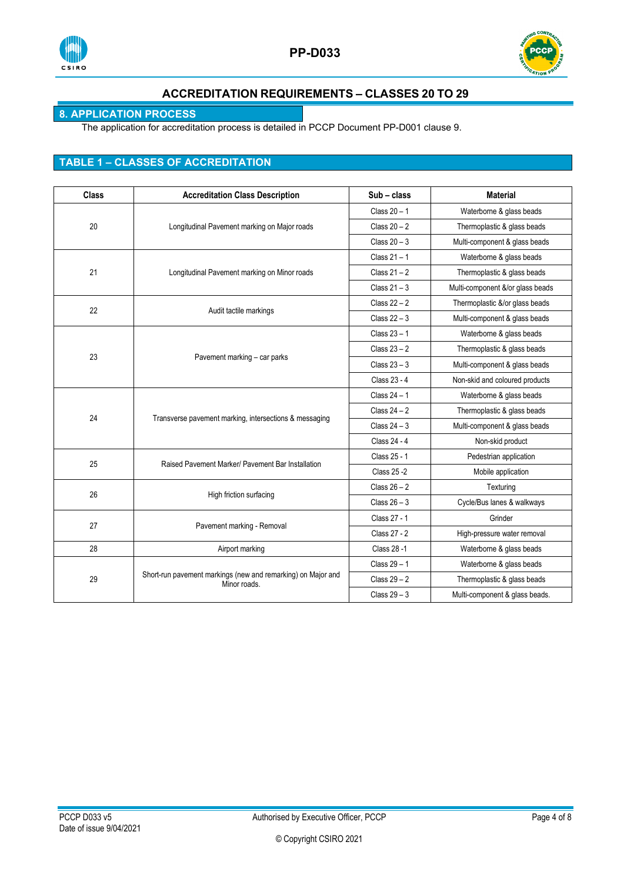## ACCREDITATION REQUIREMENTS – CLASSES 20 TO 29

### 8. APPLICATION PROCESS

The application for accreditation process is detailed in PCCP Document PP-D001 clause 9.

### TABLE 1 – CLASSES OF ACCREDITATION

| Class | Accreditation Class Description | Sub – class | Material |
|---|---|---|---|
| 20 | Longitudinal Pavement marking on Major roads | Class 20 – 1 | Waterborne & glass beads |
| | | Class 20 – 2 | Thermoplastic & glass beads |
| | | Class 20 – 3 | Multi-component & glass beads |
| 21 | Longitudinal Pavement marking on Minor roads | Class 21 – 1 | Waterborne & glass beads |
| | | Class 21 – 2 | Thermoplastic & glass beads |
| | | Class 21 – 3 | Multi-component &/or glass beads |
| 22 | Audit tactile markings | Class 22 – 2 | Thermoplastic &/or glass beads |
| | | Class 22 – 3 | Multi-component & glass beads |
| 23 | Pavement marking – car parks | Class 23 – 1 | Waterborne & glass beads |
| | | Class 23 – 2 | Thermoplastic & glass beads |
| | | Class 23 – 3 | Multi-component & glass beads |
| | | Class 23 - 4 | Non-skid and coloured products |
| 24 | Transverse pavement marking, intersections & messaging | Class 24 – 1 | Waterborne & glass beads |
| | | Class 24 – 2 | Thermoplastic & glass beads |
| | | Class 24 – 3 | Multi-component & glass beads |
| | | Class 24 - 4 | Non-skid product |
| 25 | Raised Pavement Marker/ Pavement Bar Installation | Class 25 - 1 | Pedestrian application |
| | | Class 25 -2 | Mobile application |
| 26 | High friction surfacing | Class 26 – 2 | Texturing |
| | | Class 26 – 3 | Cycle/Bus lanes & walkways |
| 27 | Pavement marking - Removal | Class 27 - 1 | Grinder |
| | | Class 27 - 2 | High-pressure water removal |
| 28 | Airport marking | Class 28 -1 | Waterborne & glass beads |
| 29 | Short-run pavement markings (new and remarking) on Major and Minor roads. | Class 29 – 1 | Waterborne & glass beads |
| | | Class 29 – 2 | Thermoplastic & glass beads |
| | | Class 29 – 3 | Multi-component & glass beads. |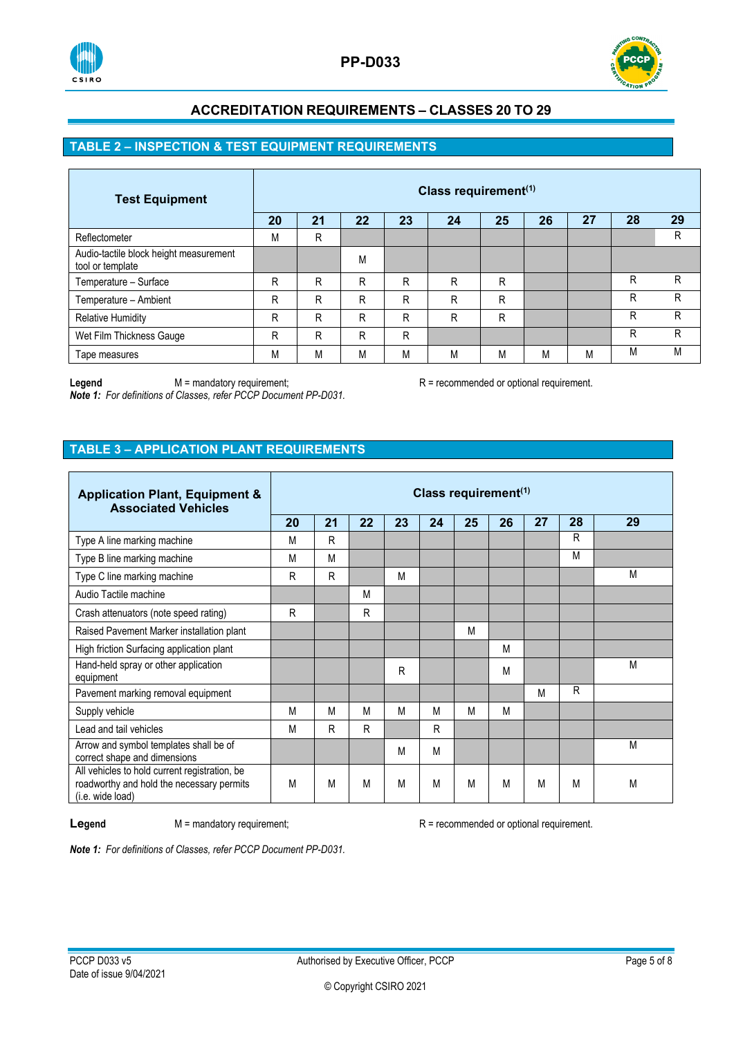## ACCREDITATION REQUIREMENTS – CLASSES 20 TO 29

### TABLE 2 – INSPECTION & TEST EQUIPMENT REQUIREMENTS

| Test Equipment | Class requirement[(1)] | | | | | | | | | |
|---|---|---|---|---|---|---|---|---|---|---|
| | 20 | 21 | 22 | 23 | 24 | 25 | 26 | 27 | 28 | 29 |
| Reflectometer | M | R | | | | | | | | R |
| Audio-tactile block height measurement tool or template | | | M | | | | | | | |
| Temperature – Surface | R | R | R | R | R | R | | | R | R |
| Temperature – Ambient | R | R | R | R | R | R | | | R | R |
| Relative Humidity | R | R | R | R | R | R | | | R | R |
| Wet Film Thickness Gauge | R | R | R | R | | | | | R | R |
| Tape measures | M | M | M | M | M | M | M | M | M | M |

**Legend** M = mandatory requirement; R = recommended or optional requirement.

***Note 1:*** *For definitions of Classes, refer PCCP Document PP-D031.*

### TABLE 3 – APPLICATION PLANT REQUIREMENTS

| Application Plant, Equipment & Associated Vehicles | Class requirement[(1)] | | | | | | | | | |
|---|---|---|---|---|---|---|---|---|---|---|
| | 20 | 21 | 22 | 23 | 24 | 25 | 26 | 27 | 28 | 29 |
| Type A line marking machine | M | R | | | | | | | R | |
| Type B line marking machine | M | M | | | | | | | M | |
| Type C line marking machine | R | R | | M | | | | | | M |
| Audio Tactile machine | | | M | | | | | | | |
| Crash attenuators (note speed rating) | R | | R | | | | | | | |
| Raised Pavement Marker installation plant | | | | | | M | | | | |
| High friction Surfacing application plant | | | | | | | M | | | |
| Hand-held spray or other application equipment | | | | R | | | M | | | M |
| Pavement marking removal equipment | | | | | | | | M | R | |
| Supply vehicle | M | M | M | M | M | M | M | | | |
| Lead and tail vehicles | M | R | R | | R | | | | | |
| Arrow and symbol templates shall be of correct shape and dimensions | | | | M | M | | | | | M |
| All vehicles to hold current registration, be roadworthy and hold the necessary permits (i.e. wide load) | M | M | M | M | M | M | M | M | M | M |

**Legend** M = mandatory requirement; R = recommended or optional requirement.

***Note 1:*** *For definitions of Classes, refer PCCP Document PP-D031.*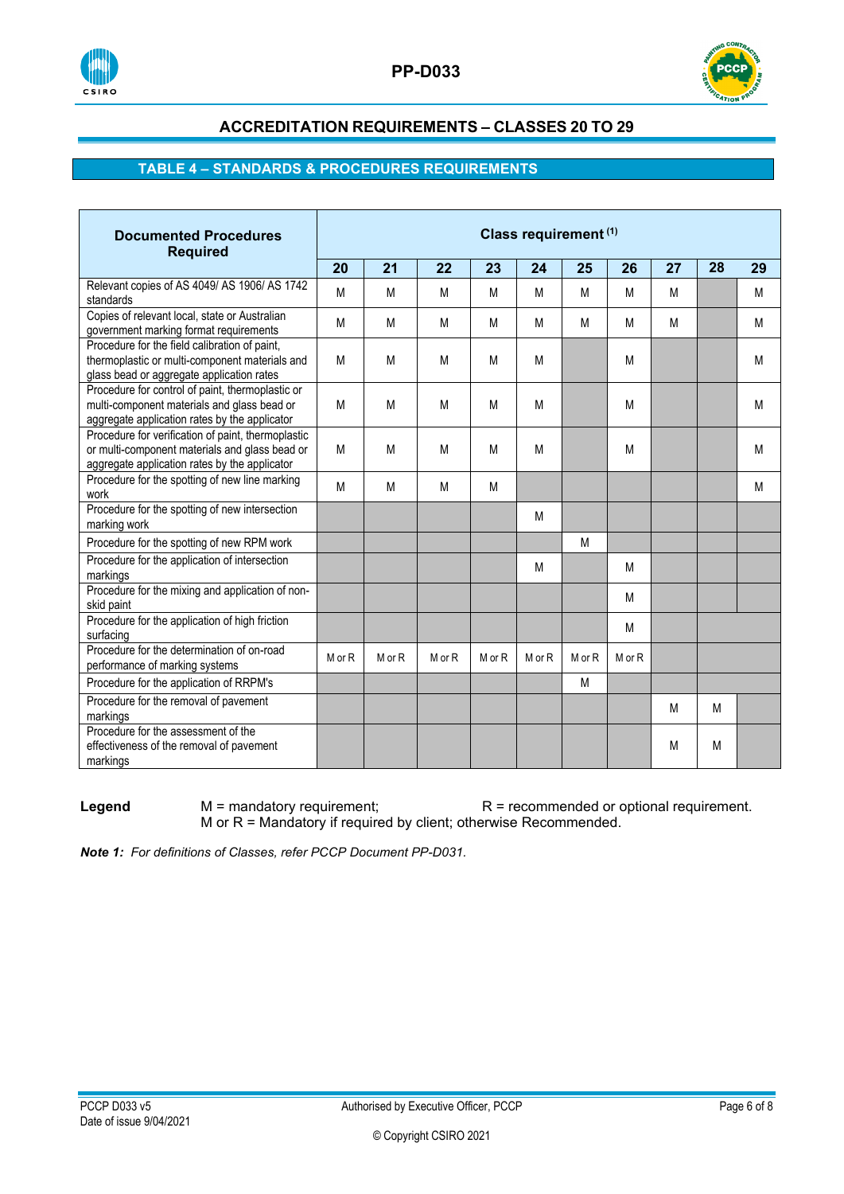## ACCREDITATION REQUIREMENTS – CLASSES 20 TO 29

### TABLE 4 – STANDARDS & PROCEDURES REQUIREMENTS

| Documented Procedures Required | Class requirement (1) | | | | | | | | | |
|---|---|---|---|---|---|---|---|---|---|---|
| | 20 | 21 | 22 | 23 | 24 | 25 | 26 | 27 | 28 | 29 |
| Relevant copies of AS 4049/ AS 1906/ AS 1742 standards | M | M | M | M | M | M | M | M | | M |
| Copies of relevant local, state or Australian government marking format requirements | M | M | M | M | M | M | M | M | | M |
| Procedure for the field calibration of paint, thermoplastic or multi-component materials and glass bead or aggregate application rates | M | M | M | M | M | | M | | | M |
| Procedure for control of paint, thermoplastic or multi-component materials and glass bead or aggregate application rates by the applicator | M | M | M | M | M | | M | | | M |
| Procedure for verification of paint, thermoplastic or multi-component materials and glass bead or aggregate application rates by the applicator | M | M | M | M | M | | M | | | M |
| Procedure for the spotting of new line marking work | M | M | M | M | | | | | | M |
| Procedure for the spotting of new intersection marking work | | | | | M | | | | | |
| Procedure for the spotting of new RPM work | | | | | | M | | | | |
| Procedure for the application of intersection markings | | | | | M | | M | | | |
| Procedure for the mixing and application of non-skid paint | | | | | | | M | | | |
| Procedure for the application of high friction surfacing | | | | | | | M | | | |
| Procedure for the determination of on-road performance of marking systems | M or R | M or R | M or R | M or R | M or R | M or R | M or R | | | |
| Procedure for the application of RRPM's | | | | | | M | | | | |
| Procedure for the removal of pavement markings | | | | | | | | M | M | |
| Procedure for the assessment of the effectiveness of the removal of pavement markings | | | | | | | | M | M | |

**Legend** M = mandatory requirement; R = recommended or optional requirement.
M or R = Mandatory if required by client; otherwise Recommended.

***Note 1:*** *For definitions of Classes, refer PCCP Document PP-D031.*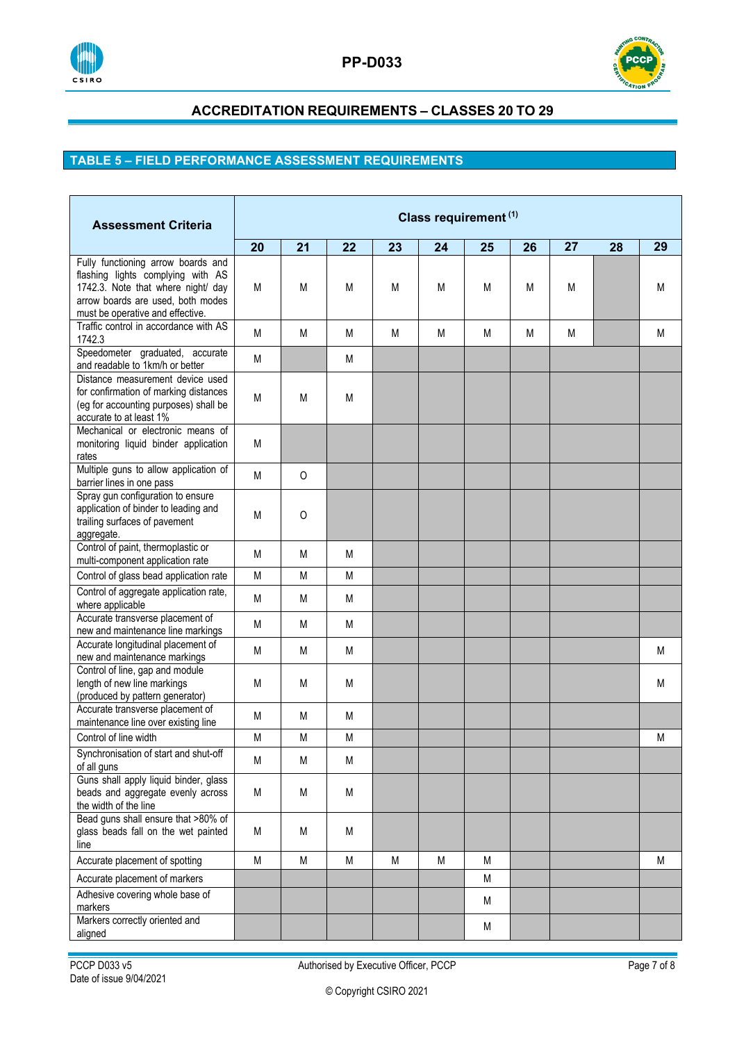## ACCREDITATION REQUIREMENTS – CLASSES 20 TO 29

### TABLE 5 – FIELD PERFORMANCE ASSESSMENT REQUIREMENTS

| Assessment Criteria | Class requirement (1) | | | | | | | | | |
|---|---|---|---|---|---|---|---|---|---|---|
| | 20 | 21 | 22 | 23 | 24 | 25 | 26 | 27 | 28 | 29 |
| Fully functioning arrow boards and flashing lights complying with AS 1742.3. Note that where night/ day arrow boards are used, both modes must be operative and effective. | M | M | M | M | M | M | M | M | | M |
| Traffic control in accordance with AS 1742.3 | M | M | M | M | M | M | M | M | | M |
| Speedometer graduated, accurate and readable to 1km/h or better | M | | M | | | | | | | |
| Distance measurement device used for confirmation of marking distances (eg for accounting purposes) shall be accurate to at least 1% | M | M | M | | | | | | | |
| Mechanical or electronic means of monitoring liquid binder application rates | M | | | | | | | | | |
| Multiple guns to allow application of barrier lines in one pass | M | O | | | | | | | | |
| Spray gun configuration to ensure application of binder to leading and trailing surfaces of pavement aggregate. | M | O | | | | | | | | |
| Control of paint, thermoplastic or multi-component application rate | M | M | M | | | | | | | |
| Control of glass bead application rate | M | M | M | | | | | | | |
| Control of aggregate application rate, where applicable | M | M | M | | | | | | | |
| Accurate transverse placement of new and maintenance line markings | M | M | M | | | | | | | |
| Accurate longitudinal placement of new and maintenance markings | M | M | M | | | | | | | M |
| Control of line, gap and module length of new line markings (produced by pattern generator) | M | M | M | | | | | | | M |
| Accurate transverse placement of maintenance line over existing line | M | M | M | | | | | | | |
| Control of line width | M | M | M | | | | | | | M |
| Synchronisation of start and shut-off of all guns | M | M | M | | | | | | | |
| Guns shall apply liquid binder, glass beads and aggregate evenly across the width of the line | M | M | M | | | | | | | |
| Bead guns shall ensure that >80% of glass beads fall on the wet painted line | M | M | M | | | | | | | |
| Accurate placement of spotting | M | M | M | M | M | M | | | | M |
| Accurate placement of markers | | | | | | M | | | | |
| Adhesive covering whole base of markers | | | | | | M | | | | |
| Markers correctly oriented and aligned | | | | | | M | | | | |

PCCP D033 v5
Date of issue 9/04/2021

Authorised by Executive Officer, PCCP

© Copyright CSIRO 2021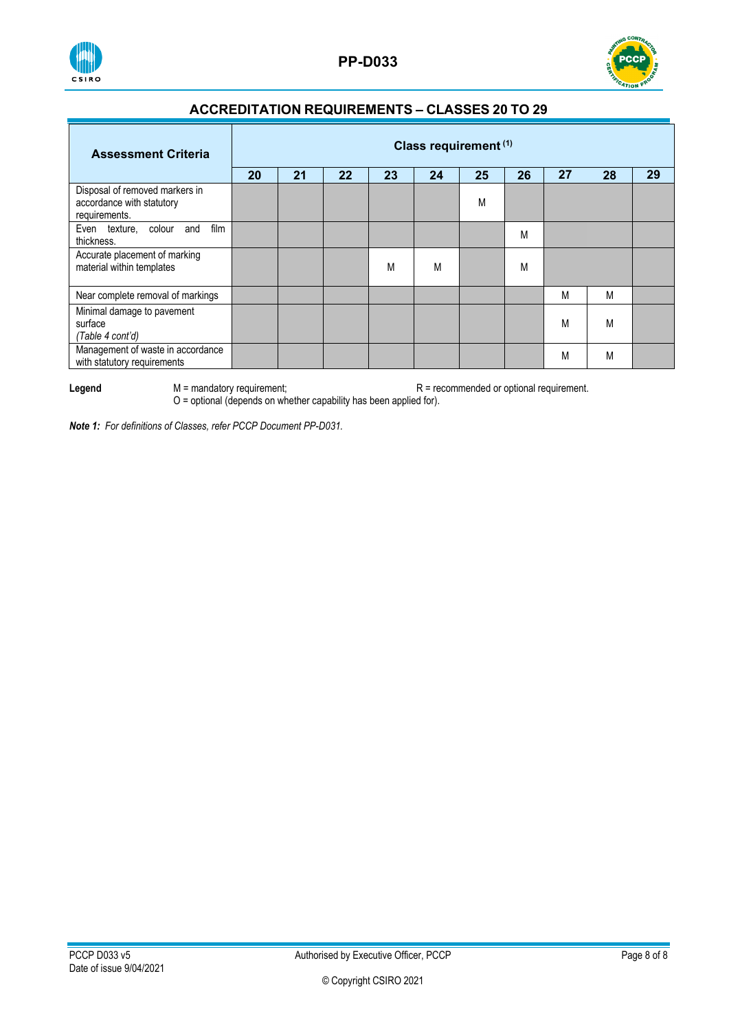## ACCREDITATION REQUIREMENTS – CLASSES 20 TO 29

| Assessment Criteria | Class requirement [1] | | | | | | | | | |
|---|---|---|---|---|---|---|---|---|---|---|
| | 20 | 21 | 22 | 23 | 24 | 25 | 26 | 27 | 28 | 29 |
| Disposal of removed markers in accordance with statutory requirements. | | | | | | M | | | | |
| Even texture, colour and film thickness. | | | | | | | M | | | |
| Accurate placement of marking material within templates | | | | M | M | | M | | | |
| Near complete removal of markings | | | | | | | | M | M | |
| Minimal damage to pavement surface *(Table 4 cont'd)* | | | | | | | | M | M | |
| Management of waste in accordance with statutory requirements | | | | | | | | M | M | |

**Legend** M = mandatory requirement; R = recommended or optional requirement.
O = optional (depends on whether capability has been applied for).

***Note 1:*** *For definitions of Classes, refer PCCP Document PP-D031.*